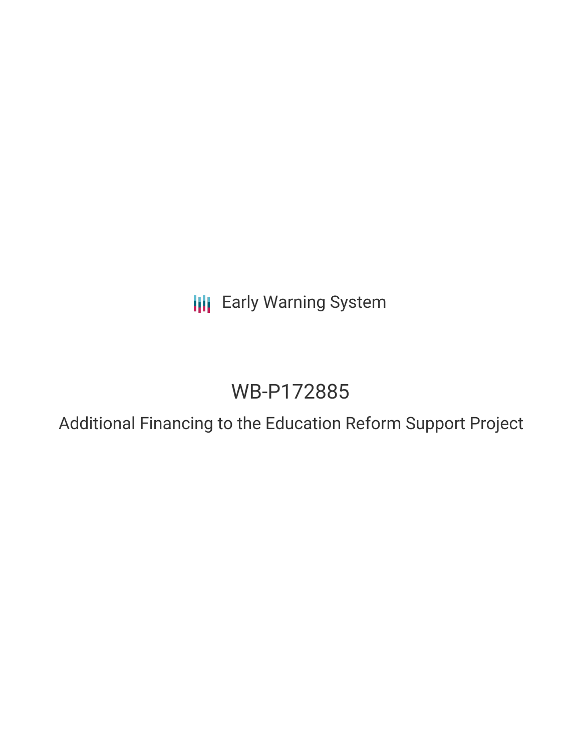Early Warning System

# WB-P172885

## Additional Financing to the Education Reform Support Project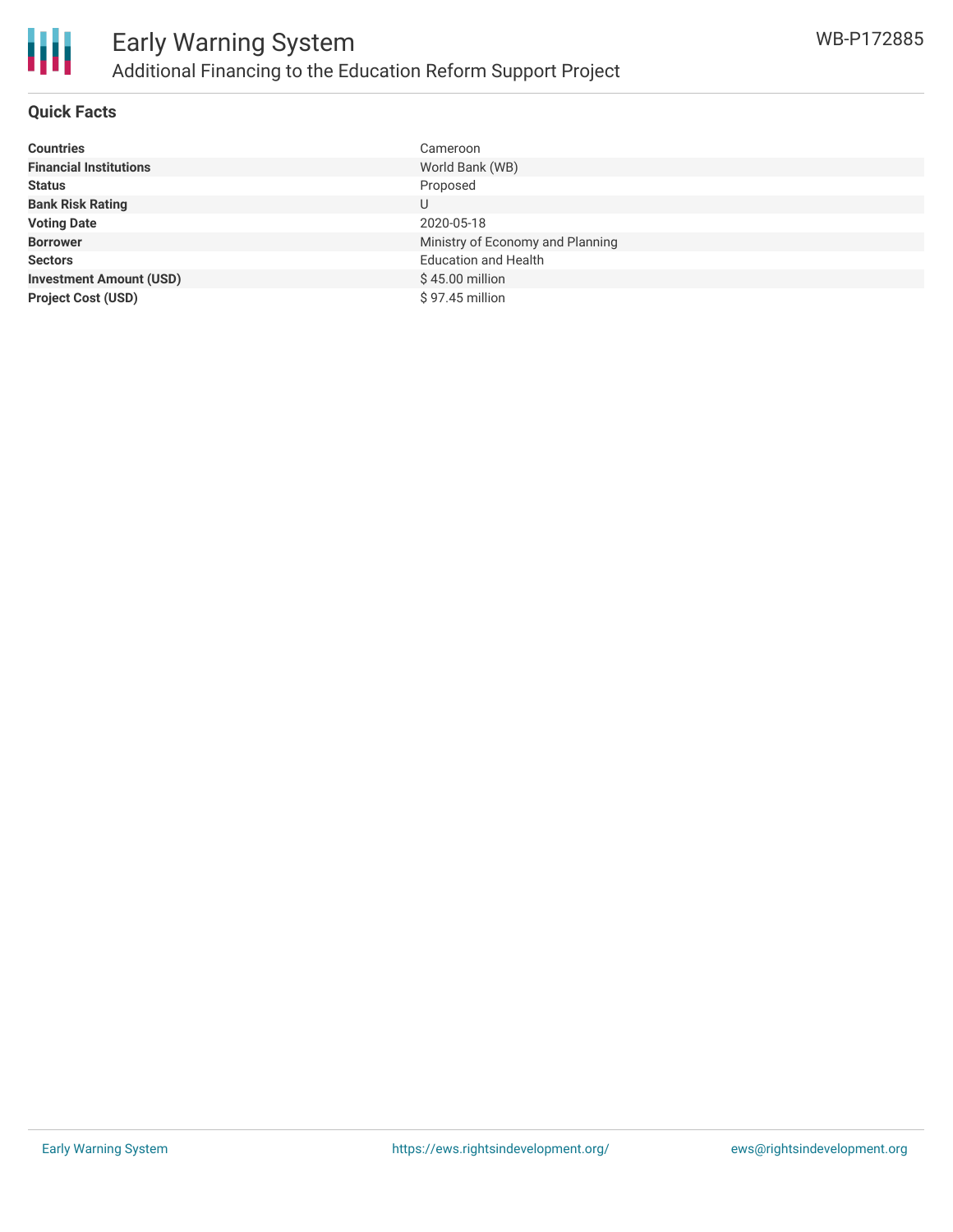## Quick Facts

| | |
|---|---|
| **Countries** | Cameroon |
| **Financial Institutions** | World Bank (WB) |
| **Status** | Proposed |
| **Bank Risk Rating** | U |
| **Voting Date** | 2020-05-18 |
| **Borrower** | Ministry of Economy and Planning |
| **Sectors** | Education and Health |
| **Investment Amount (USD)** | $ 45.00 million |
| **Project Cost (USD)** | $ 97.45 million |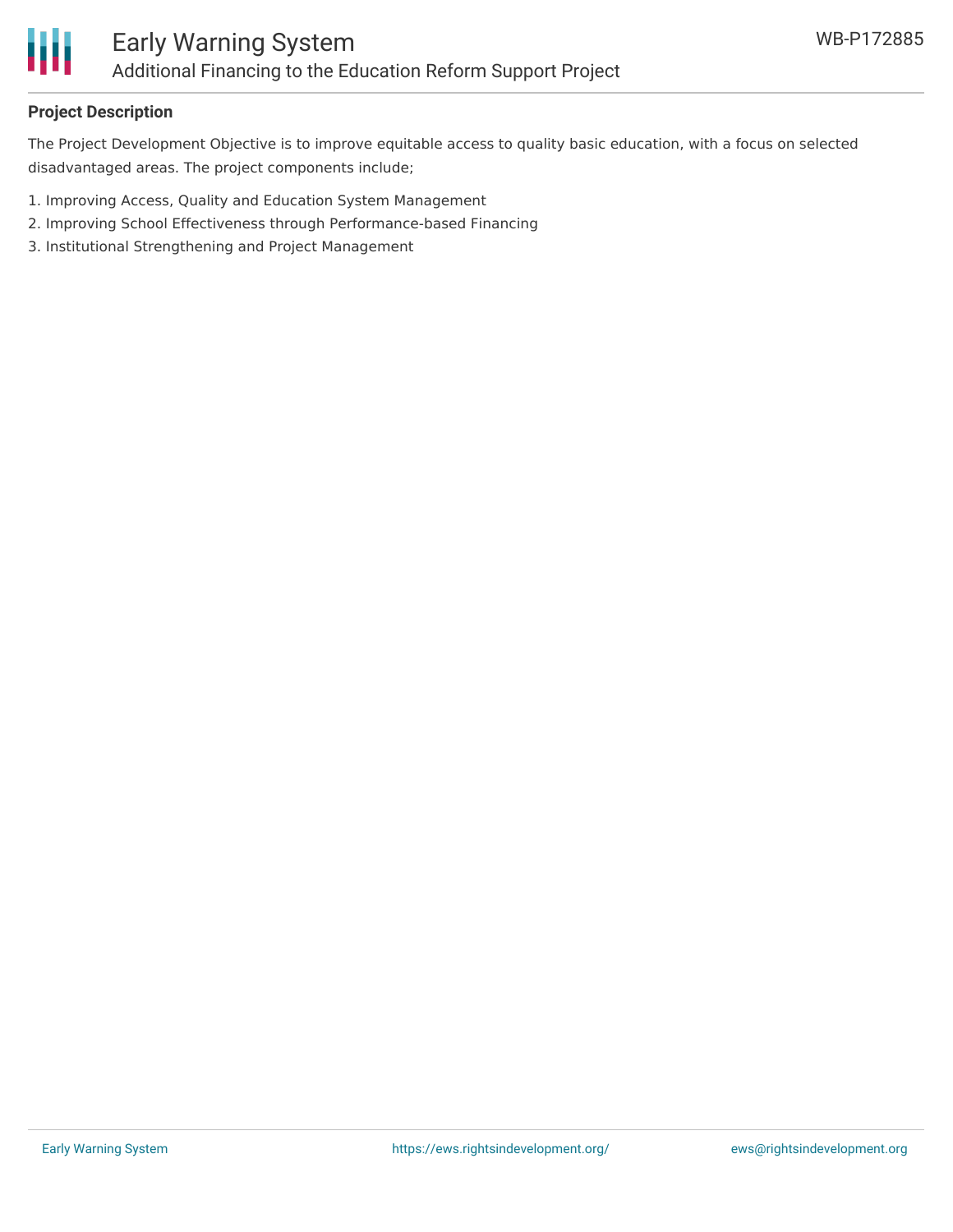## Project Description

The Project Development Objective is to improve equitable access to quality basic education, with a focus on selected disadvantaged areas. The project components include;

1. Improving Access, Quality and Education System Management
2. Improving School Effectiveness through Performance-based Financing
3. Institutional Strengthening and Project Management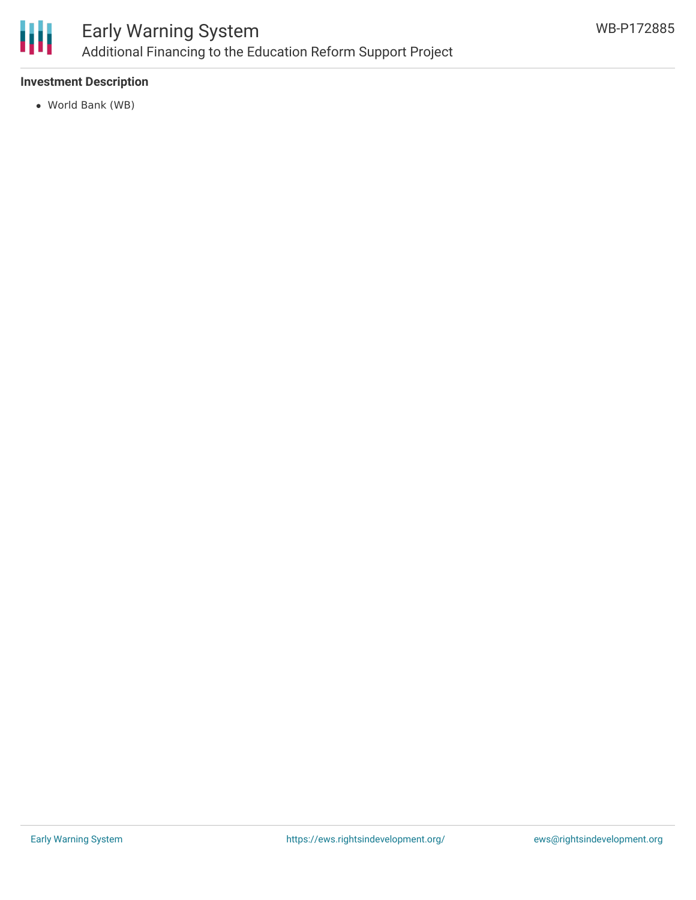**Investment Description**

- World Bank (WB)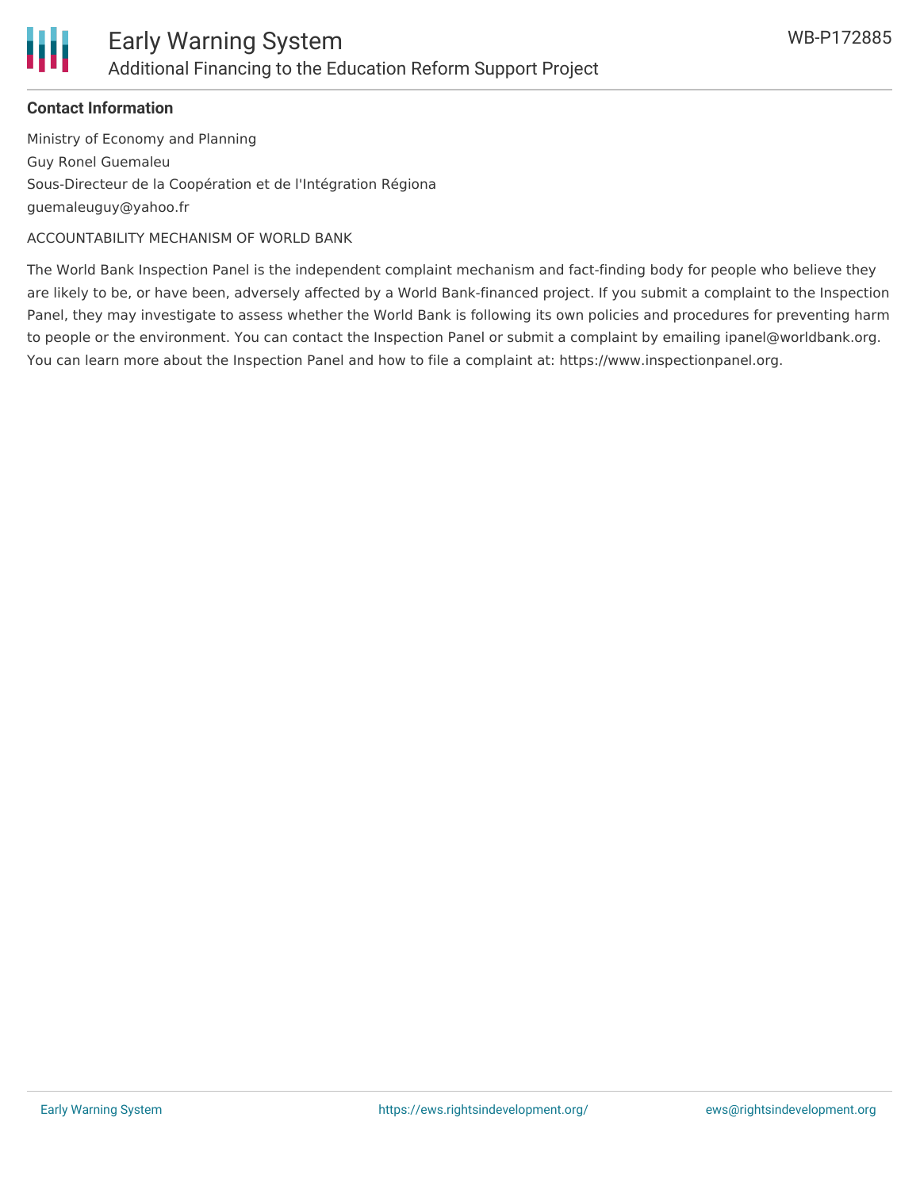**Contact Information**

Ministry of Economy and Planning

Guy Ronel Guemaleu

Sous-Directeur de la Coopération et de l'Intégration Régiona

guemaleuguy@yahoo.fr

ACCOUNTABILITY MECHANISM OF WORLD BANK

The World Bank Inspection Panel is the independent complaint mechanism and fact-finding body for people who believe they are likely to be, or have been, adversely affected by a World Bank-financed project. If you submit a complaint to the Inspection Panel, they may investigate to assess whether the World Bank is following its own policies and procedures for preventing harm to people or the environment. You can contact the Inspection Panel or submit a complaint by emailing ipanel@worldbank.org. You can learn more about the Inspection Panel and how to file a complaint at: https://www.inspectionpanel.org.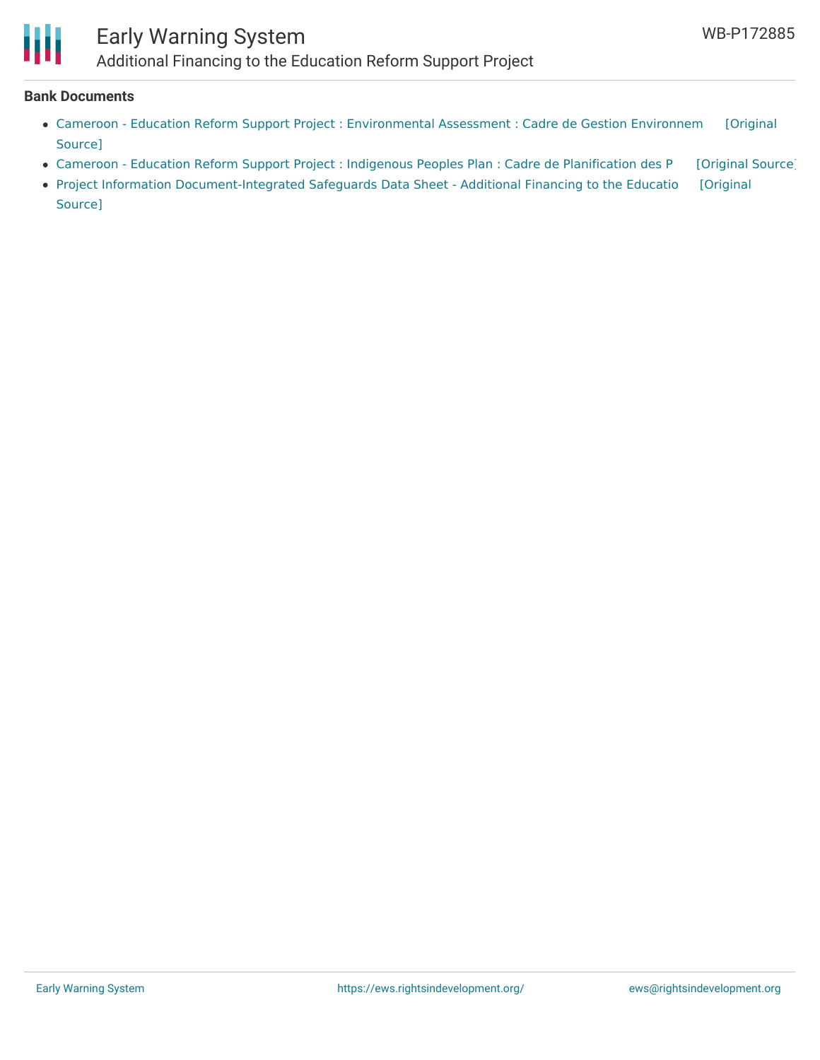## Bank Documents

- Cameroon - Education Reform Support Project : Environmental Assessment : Cadre de Gestion Environnem [Original Source]
- Cameroon - Education Reform Support Project : Indigenous Peoples Plan : Cadre de Planification des P [Original Source]
- Project Information Document-Integrated Safeguards Data Sheet - Additional Financing to the Educatio [Original Source]